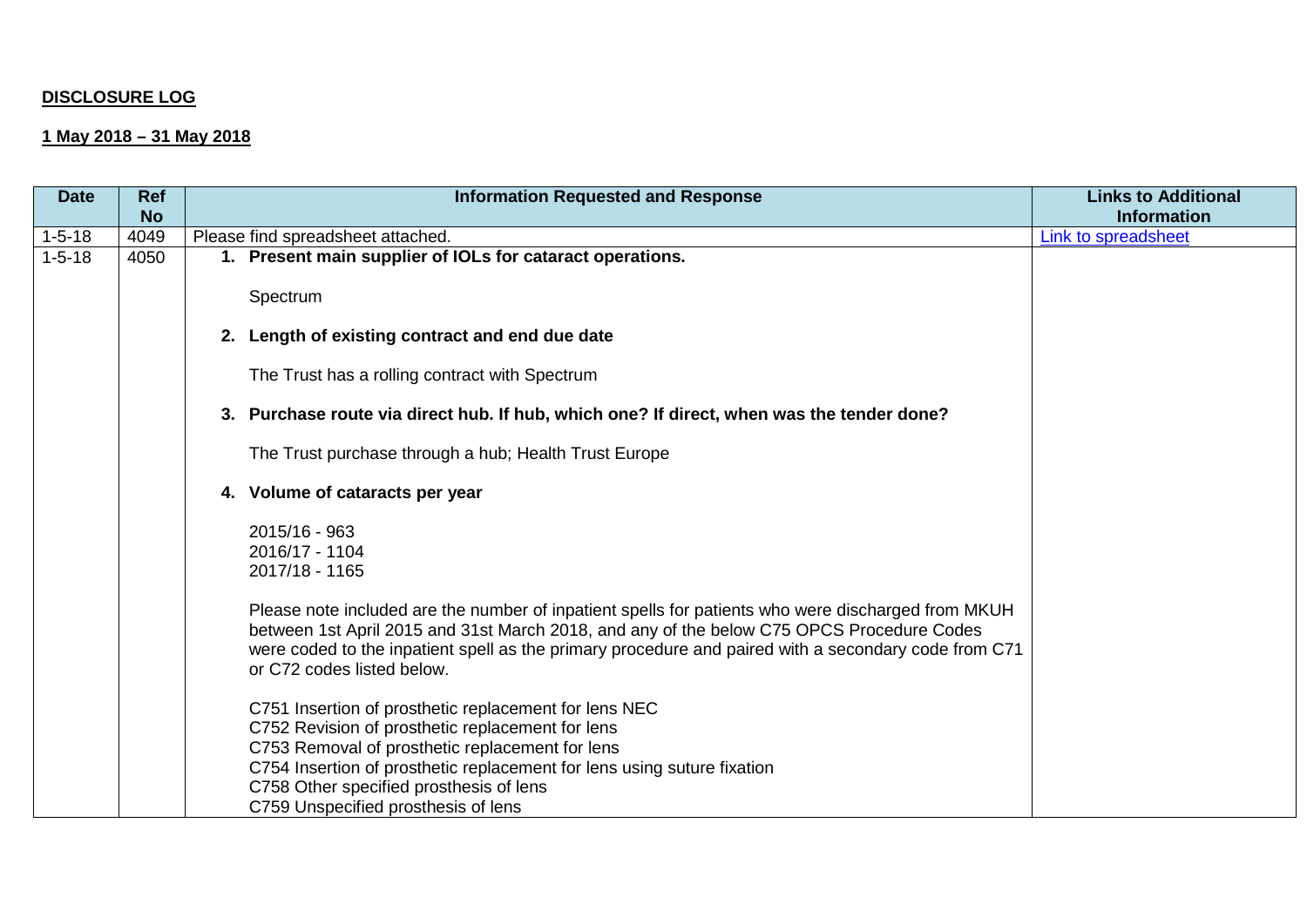**DISCLOSURE LOG**

**1 May 2018 – 31 May 2018**

| Date | Ref No | Information Requested and Response | Links to Additional Information |
|---|---|---|---|
| 1-5-18 | 4049 | Please find spreadsheet attached. | Link to spreadsheet |
| 1-5-18 | 4050 | **1. Present main supplier of IOLs for cataract operations.**<br><br>Spectrum<br><br>**2. Length of existing contract and end due date**<br><br>The Trust has a rolling contract with Spectrum<br><br>**3. Purchase route via direct hub. If hub, which one? If direct, when was the tender done?**<br><br>The Trust purchase through a hub; Health Trust Europe<br><br>**4. Volume of cataracts per year**<br><br>2015/16 - 963<br>2016/17 - 1104<br>2017/18 - 1165<br><br>Please note included are the number of inpatient spells for patients who were discharged from MKUH between 1st April 2015 and 31st March 2018, and any of the below C75 OPCS Procedure Codes were coded to the inpatient spell as the primary procedure and paired with a secondary code from C71 or C72 codes listed below.<br><br>C751 Insertion of prosthetic replacement for lens NEC<br>C752 Revision of prosthetic replacement for lens<br>C753 Removal of prosthetic replacement for lens<br>C754 Insertion of prosthetic replacement for lens using suture fixation<br>C758 Other specified prosthesis of lens<br>C759 Unspecified prosthesis of lens | |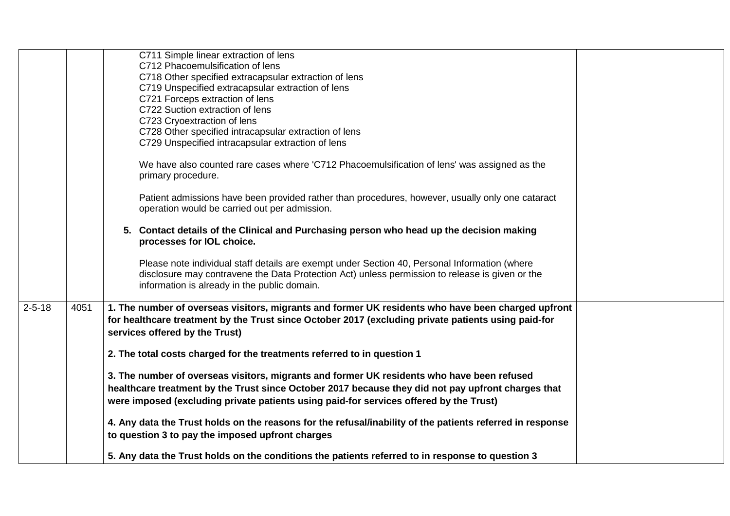| | | | |
|---|---|---|---|
| | | C711 Simple linear extraction of lens<br>C712 Phacoemulsification of lens<br>C718 Other specified extracapsular extraction of lens<br>C719 Unspecified extracapsular extraction of lens<br>C721 Forceps extraction of lens<br>C722 Suction extraction of lens<br>C723 Cryoextraction of lens<br>C728 Other specified intracapsular extraction of lens<br>C729 Unspecified intracapsular extraction of lens<br><br>We have also counted rare cases where 'C712 Phacoemulsification of lens' was assigned as the primary procedure.<br><br>Patient admissions have been provided rather than procedures, however, usually only one cataract operation would be carried out per admission.<br><br>**5. Contact details of the Clinical and Purchasing person who head up the decision making processes for IOL choice.**<br><br>Please note individual staff details are exempt under Section 40, Personal Information (where disclosure may contravene the Data Protection Act) unless permission to release is given or the information is already in the public domain. | |
| 2-5-18 | 4051 | **1. The number of overseas visitors, migrants and former UK residents who have been charged upfront for healthcare treatment by the Trust since October 2017 (excluding private patients using paid-for services offered by the Trust)**<br><br>**2. The total costs charged for the treatments referred to in question 1**<br><br>**3. The number of overseas visitors, migrants and former UK residents who have been refused healthcare treatment by the Trust since October 2017 because they did not pay upfront charges that were imposed (excluding private patients using paid-for services offered by the Trust)**<br><br>**4. Any data the Trust holds on the reasons for the refusal/inability of the patients referred in response to question 3 to pay the imposed upfront charges**<br><br>**5. Any data the Trust holds on the conditions the patients referred to in response to question 3** | |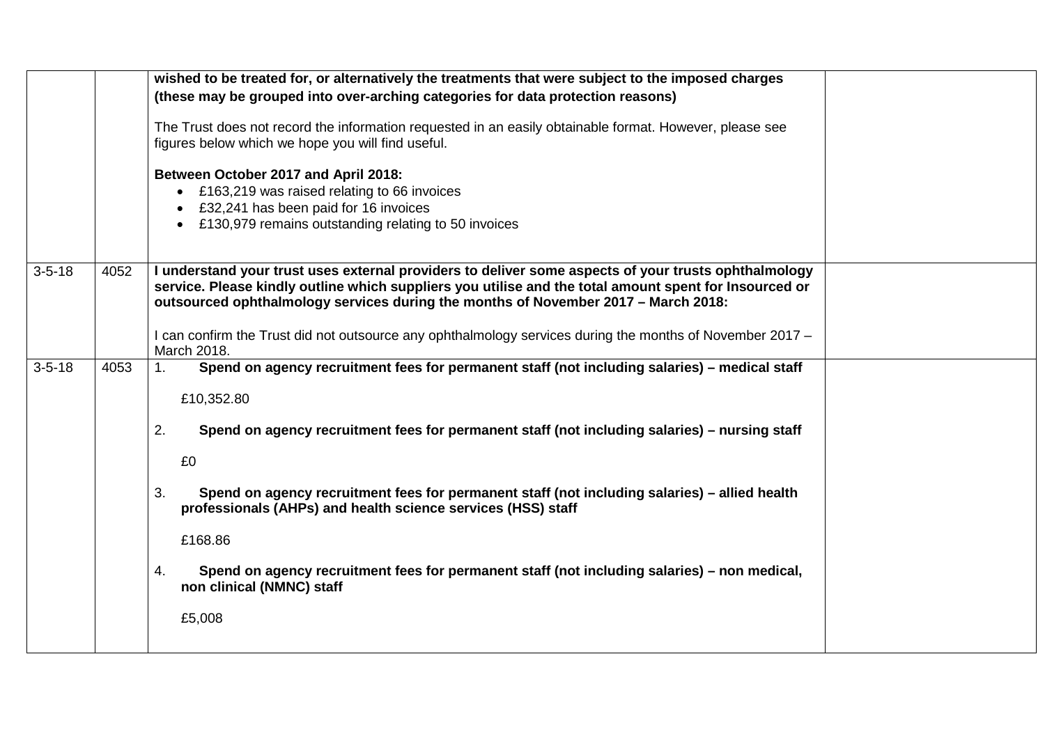| | | | |
|---|---|---|---|
| | | **wished to be treated for, or alternatively the treatments that were subject to the imposed charges (these may be grouped into over-arching categories for data protection reasons)**<br><br>The Trust does not record the information requested in an easily obtainable format. However, please see figures below which we hope you will find useful.<br><br>**Between October 2017 and April 2018:**<br>• £163,219 was raised relating to 66 invoices<br>• £32,241 has been paid for 16 invoices<br>• £130,979 remains outstanding relating to 50 invoices | |
| 3-5-18 | 4052 | **I understand your trust uses external providers to deliver some aspects of your trusts ophthalmology service. Please kindly outline which suppliers you utilise and the total amount spent for Insourced or outsourced ophthalmology services during the months of November 2017 – March 2018:**<br><br>I can confirm the Trust did not outsource any ophthalmology services during the months of November 2017 – March 2018. | |
| 3-5-18 | 4053 | 1. **Spend on agency recruitment fees for permanent staff (not including salaries) – medical staff**<br><br>£10,352.80<br><br>2. **Spend on agency recruitment fees for permanent staff (not including salaries) – nursing staff**<br><br>£0<br><br>3. **Spend on agency recruitment fees for permanent staff (not including salaries) – allied health professionals (AHPs) and health science services (HSS) staff**<br><br>£168.86<br><br>4. **Spend on agency recruitment fees for permanent staff (not including salaries) – non medical, non clinical (NMNC) staff**<br><br>£5,008 | |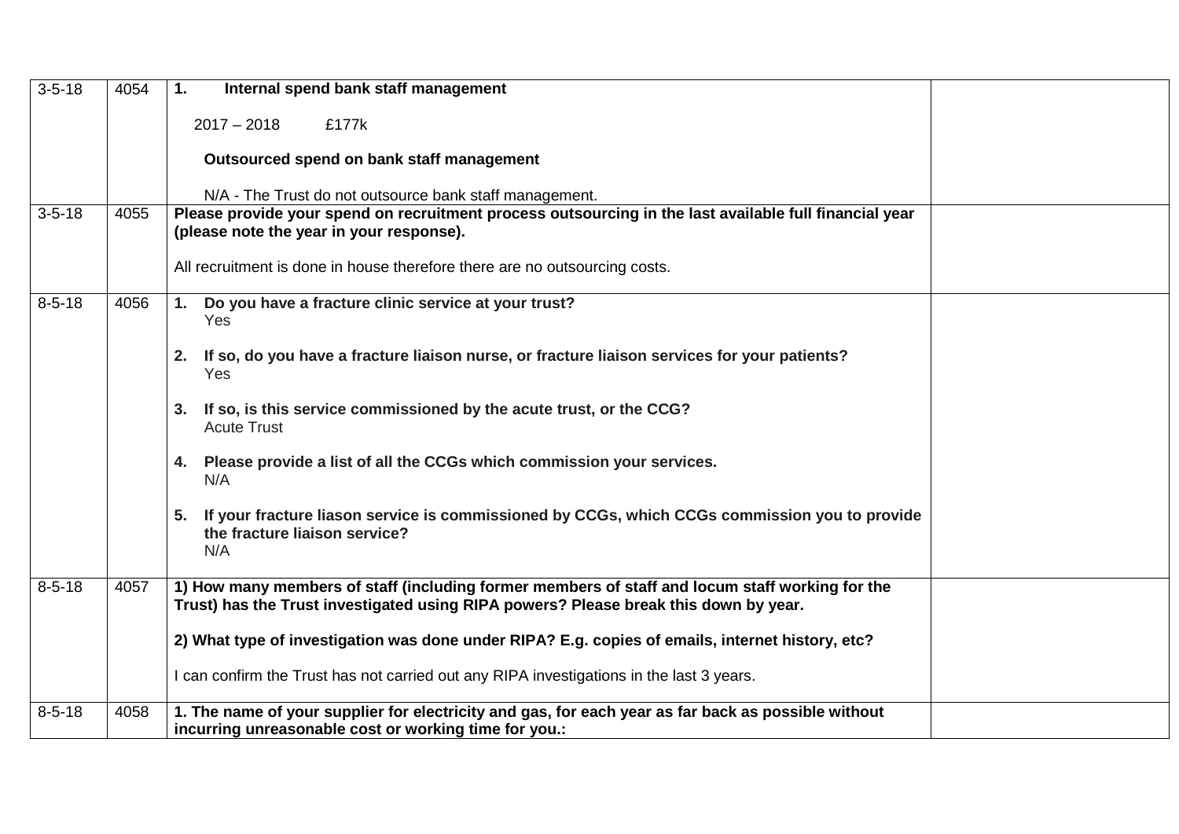| | | | |
|---|---|---|---|
| 3-5-18 | 4054 | **1. Internal spend bank staff management**<br><br>2017 – 2018 £177k<br><br>**Outsourced spend on bank staff management**<br><br>N/A - The Trust do not outsource bank staff management. | |
| 3-5-18 | 4055 | **Please provide your spend on recruitment process outsourcing in the last available full financial year (please note the year in your response).**<br><br>All recruitment is done in house therefore there are no outsourcing costs. | |
| 8-5-18 | 4056 | **1. Do you have a fracture clinic service at your trust?**<br>Yes<br><br>**2. If so, do you have a fracture liaison nurse, or fracture liaison services for your patients?**<br>Yes<br><br>**3. If so, is this service commissioned by the acute trust, or the CCG?**<br>Acute Trust<br><br>**4. Please provide a list of all the CCGs which commission your services.**<br>N/A<br><br>**5. If your fracture liason service is commissioned by CCGs, which CCGs commission you to provide the fracture liaison service?**<br>N/A | |
| 8-5-18 | 4057 | **1) How many members of staff (including former members of staff and locum staff working for the Trust) has the Trust investigated using RIPA powers? Please break this down by year.**<br><br>**2) What type of investigation was done under RIPA? E.g. copies of emails, internet history, etc?**<br><br>I can confirm the Trust has not carried out any RIPA investigations in the last 3 years. | |
| 8-5-18 | 4058 | **1. The name of your supplier for electricity and gas, for each year as far back as possible without incurring unreasonable cost or working time for you.:** | |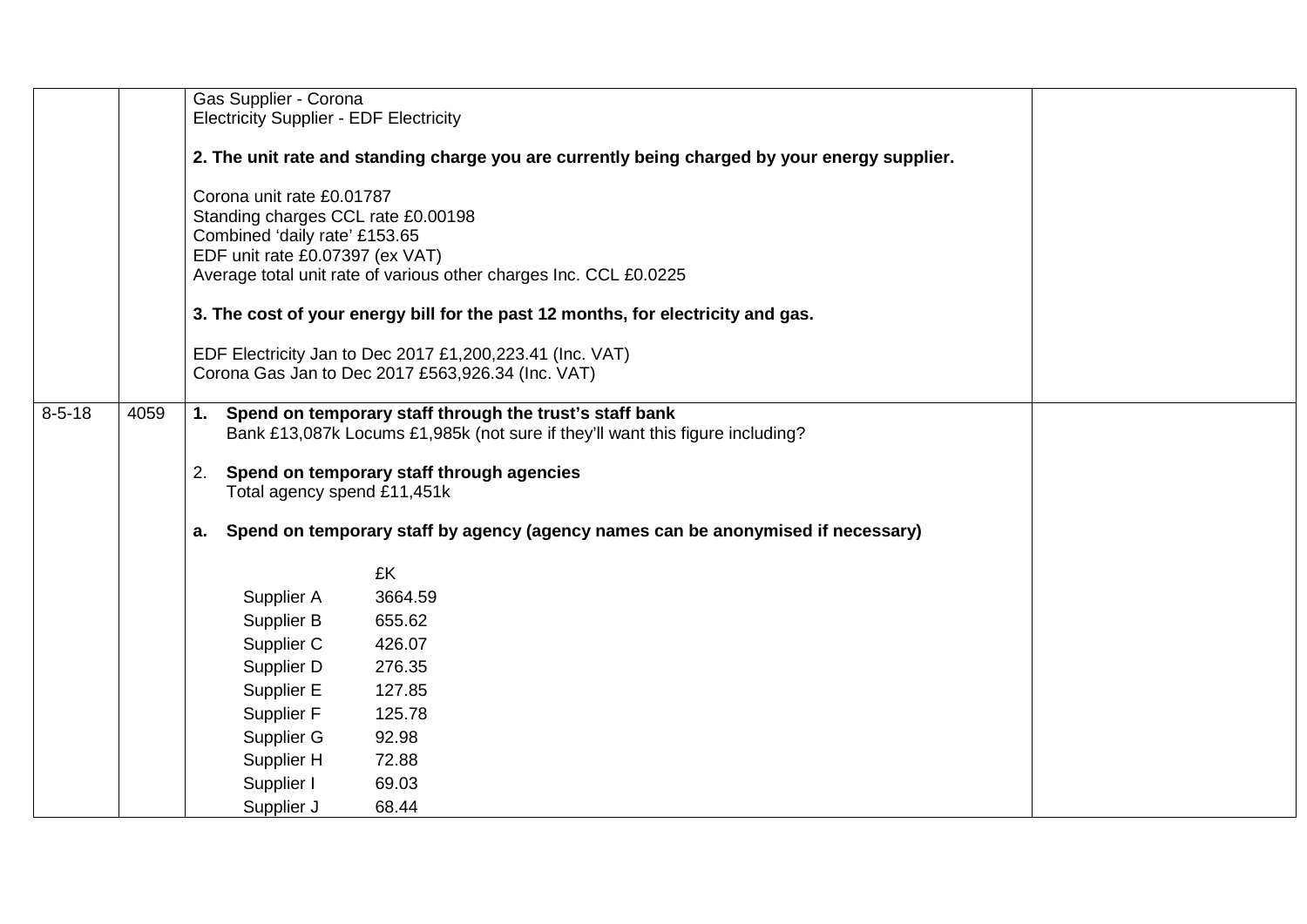| | | | |
|---|---|---|---|
| | | Gas Supplier - Corona<br>Electricity Supplier - EDF Electricity<br><br>**2. The unit rate and standing charge you are currently being charged by your energy supplier.**<br><br>Corona unit rate £0.01787<br>Standing charges CCL rate £0.00198<br>Combined 'daily rate' £153.65<br>EDF unit rate £0.07397 (ex VAT)<br>Average total unit rate of various other charges Inc. CCL £0.0225<br><br>**3. The cost of your energy bill for the past 12 months, for electricity and gas.**<br><br>EDF Electricity Jan to Dec 2017 £1,200,223.41 (Inc. VAT)<br>Corona Gas Jan to Dec 2017 £563,926.34 (Inc. VAT) | |
| 8-5-18 | 4059 | **1. Spend on temporary staff through the trust's staff bank**<br>Bank £13,087k Locums £1,985k (not sure if they'll want this figure including?<br><br>2. **Spend on temporary staff through agencies**<br>Total agency spend £11,451k<br><br>**a. Spend on temporary staff by agency (agency names can be anonymised if necessary)**<br><br>£K<br>Supplier A 3664.59<br>Supplier B 655.62<br>Supplier C 426.07<br>Supplier D 276.35<br>Supplier E 127.85<br>Supplier F 125.78<br>Supplier G 92.98<br>Supplier H 72.88<br>Supplier I 69.03<br>Supplier J 68.44 | |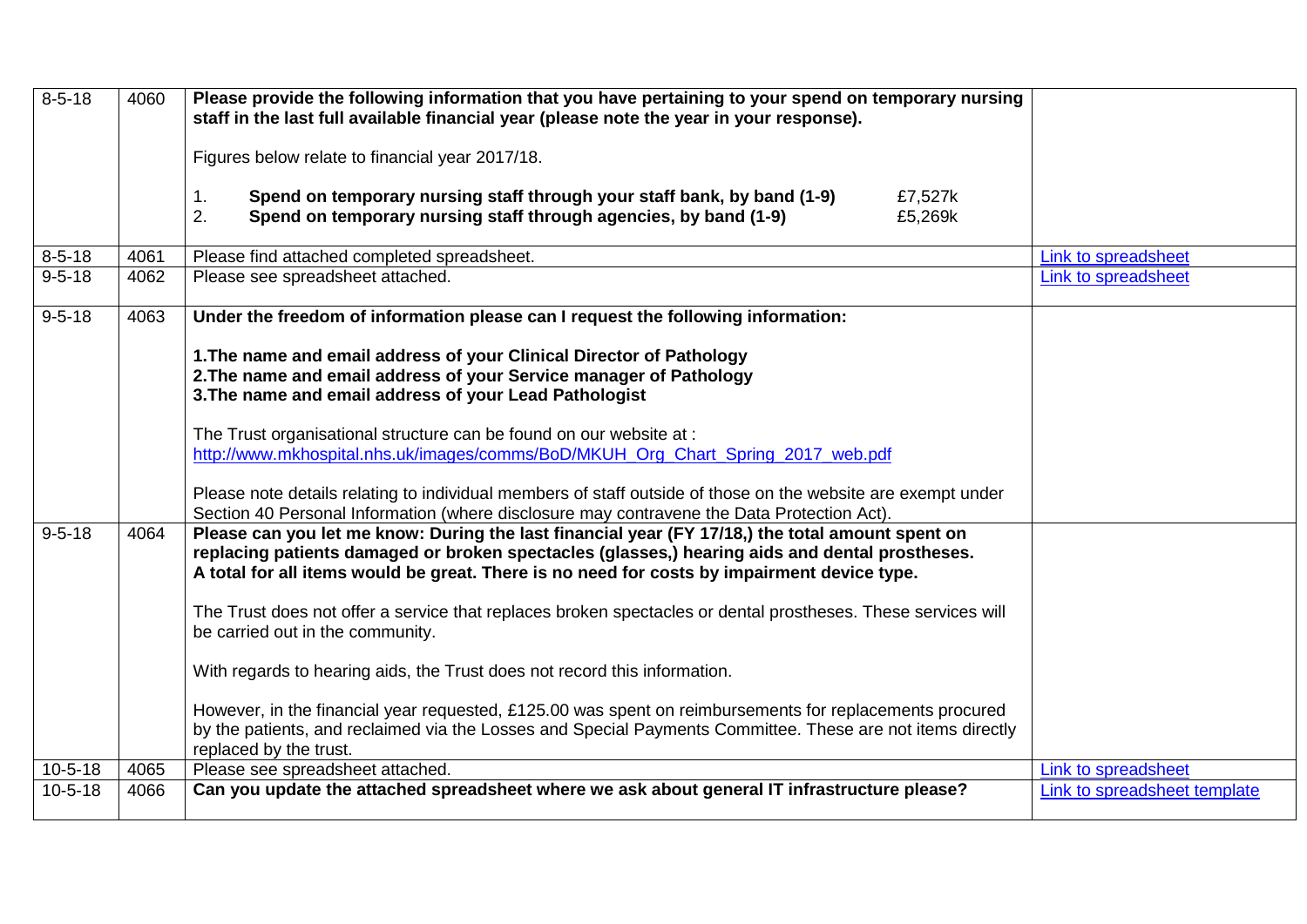| 8-5-18 | 4060 | **Please provide the following information that you have pertaining to your spend on temporary nursing staff in the last full available financial year (please note the year in your response).**<br><br>Figures below relate to financial year 2017/18.<br><br>1. **Spend on temporary nursing staff through your staff bank, by band (1-9)** £7,527k<br>2. **Spend on temporary nursing staff through agencies, by band (1-9)** £5,269k | |
|---|---|---|---|
| 8-5-18 | 4061 | Please find attached completed spreadsheet. | Link to spreadsheet |
| 9-5-18 | 4062 | Please see spreadsheet attached. | Link to spreadsheet |
| 9-5-18 | 4063 | **Under the freedom of information please can I request the following information:**<br><br>**1.The name and email address of your Clinical Director of Pathology**<br>**2.The name and email address of your Service manager of Pathology**<br>**3.The name and email address of your Lead Pathologist**<br><br>The Trust organisational structure can be found on our website at : http://www.mkhospital.nhs.uk/images/comms/BoD/MKUH_Org_Chart_Spring_2017_web.pdf<br><br>Please note details relating to individual members of staff outside of those on the website are exempt under Section 40 Personal Information (where disclosure may contravene the Data Protection Act). | |
| 9-5-18 | 4064 | **Please can you let me know: During the last financial year (FY 17/18,) the total amount spent on replacing patients damaged or broken spectacles (glasses,) hearing aids and dental prostheses. A total for all items would be great. There is no need for costs by impairment device type.**<br><br>The Trust does not offer a service that replaces broken spectacles or dental prostheses. These services will be carried out in the community.<br><br>With regards to hearing aids, the Trust does not record this information.<br><br>However, in the financial year requested, £125.00 was spent on reimbursements for replacements procured by the patients, and reclaimed via the Losses and Special Payments Committee. These are not items directly replaced by the trust. | |
| 10-5-18 | 4065 | Please see spreadsheet attached. | Link to spreadsheet |
| 10-5-18 | 4066 | **Can you update the attached spreadsheet where we ask about general IT infrastructure please?** | Link to spreadsheet template |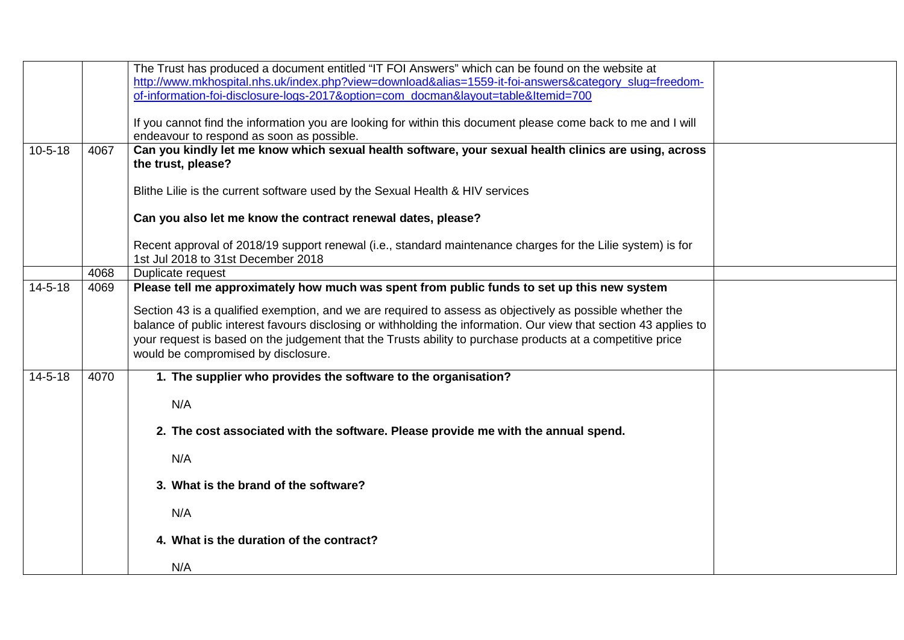| | | | |
|---|---|---|---|
| | | The Trust has produced a document entitled "IT FOI Answers" which can be found on the website at [http://www.mkhospital.nhs.uk/index.php?view=download&alias=1559-it-foi-answers&category_slug=freedom-of-information-foi-disclosure-logs-2017&option=com_docman&layout=table&Itemid=700](http://www.mkhospital.nhs.uk/index.php?view=download&alias=1559-it-foi-answers&category_slug=freedom-of-information-foi-disclosure-logs-2017&option=com_docman&layout=table&Itemid=700)<br><br>If you cannot find the information you are looking for within this document please come back to me and I will endeavour to respond as soon as possible. | |
| 10-5-18 | 4067 | **Can you kindly let me know which sexual health software, your sexual health clinics are using, across the trust, please?**<br><br>Blithe Lilie is the current software used by the Sexual Health & HIV services<br><br>**Can you also let me know the contract renewal dates, please?**<br><br>Recent approval of 2018/19 support renewal (i.e., standard maintenance charges for the Lilie system) is for 1st Jul 2018 to 31st December 2018 | |
| | 4068 | Duplicate request | |
| 14-5-18 | 4069 | **Please tell me approximately how much was spent from public funds to set up this new system**<br><br>Section 43 is a qualified exemption, and we are required to assess as objectively as possible whether the balance of public interest favours disclosing or withholding the information. Our view that section 43 applies to your request is based on the judgement that the Trusts ability to purchase products at a competitive price would be compromised by disclosure. | |
| 14-5-18 | 4070 | **1. The supplier who provides the software to the organisation?**<br><br>N/A<br><br>**2. The cost associated with the software. Please provide me with the annual spend.**<br><br>N/A<br><br>**3. What is the brand of the software?**<br><br>N/A<br><br>**4. What is the duration of the contract?**<br><br>N/A | |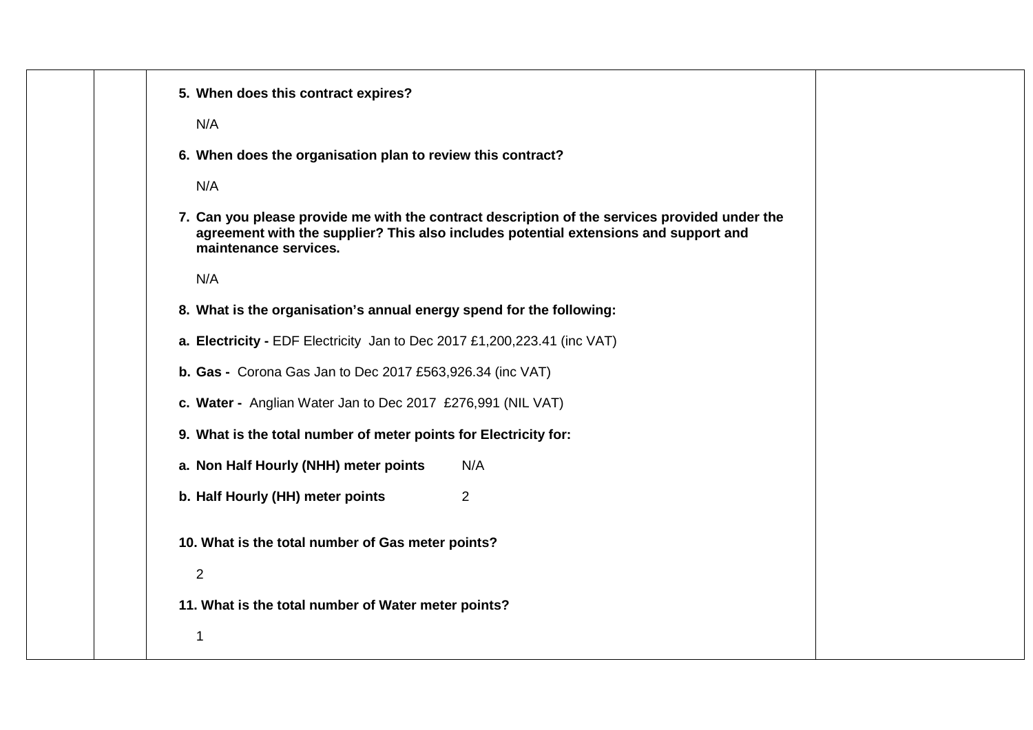**5. When does this contract expires?**

N/A

**6. When does the organisation plan to review this contract?**

N/A

**7. Can you please provide me with the contract description of the services provided under the agreement with the supplier? This also includes potential extensions and support and maintenance services.**

N/A

**8. What is the organisation's annual energy spend for the following:**

**a. Electricity -** EDF Electricity Jan to Dec 2017 £1,200,223.41 (inc VAT)

**b. Gas -** Corona Gas Jan to Dec 2017 £563,926.34 (inc VAT)

**c. Water -** Anglian Water Jan to Dec 2017 £276,991 (NIL VAT)

**9. What is the total number of meter points for Electricity for:**

**a. Non Half Hourly (NHH) meter points** N/A

**b. Half Hourly (HH) meter points** 2

**10. What is the total number of Gas meter points?**

2

**11. What is the total number of Water meter points?**

1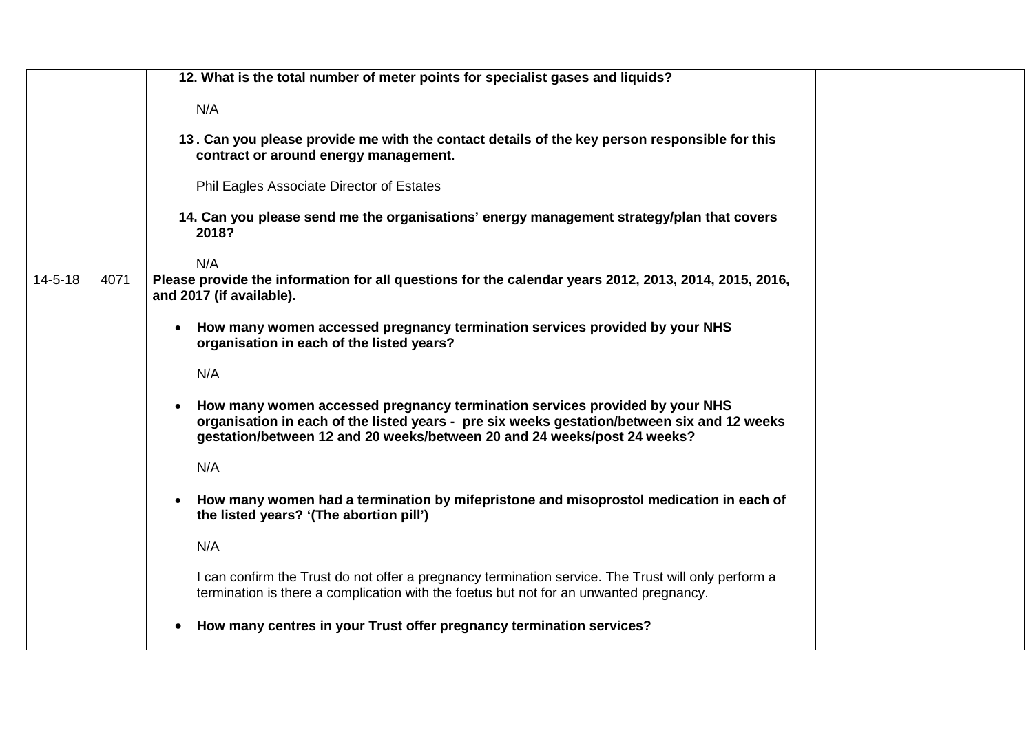| | | | |
|---|---|---|---|
| | | **12. What is the total number of meter points for specialist gases and liquids?**<br><br>N/A<br><br>**13 . Can you please provide me with the contact details of the key person responsible for this contract or around energy management.**<br><br>Phil Eagles Associate Director of Estates<br><br>**14. Can you please send me the organisations' energy management strategy/plan that covers 2018?**<br><br>N/A | |
| 14-5-18 | 4071 | **Please provide the information for all questions for the calendar years 2012, 2013, 2014, 2015, 2016, and 2017 (if available).**<br><br>• **How many women accessed pregnancy termination services provided by your NHS organisation in each of the listed years?**<br><br>N/A<br><br>• **How many women accessed pregnancy termination services provided by your NHS organisation in each of the listed years - pre six weeks gestation/between six and 12 weeks gestation/between 12 and 20 weeks/between 20 and 24 weeks/post 24 weeks?**<br><br>N/A<br><br>• **How many women had a termination by mifepristone and misoprostol medication in each of the listed years? '(The abortion pill')**<br><br>N/A<br><br>I can confirm the Trust do not offer a pregnancy termination service. The Trust will only perform a termination is there a complication with the foetus but not for an unwanted pregnancy.<br><br>• **How many centres in your Trust offer pregnancy termination services?** | |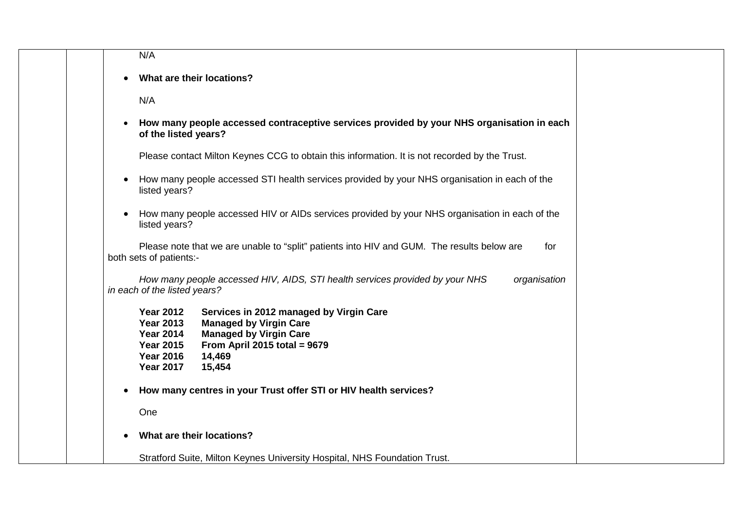N/A

- **What are their locations?**

N/A

- **How many people accessed contraceptive services provided by your NHS organisation in each of the listed years?**

Please contact Milton Keynes CCG to obtain this information. It is not recorded by the Trust.

- How many people accessed STI health services provided by your NHS organisation in each of the listed years?

- How many people accessed HIV or AIDs services provided by your NHS organisation in each of the listed years?

Please note that we are unable to "split" patients into HIV and GUM. The results below are for both sets of patients:-

*How many people accessed HIV, AIDS, STI health services provided by your NHS organisation in each of the listed years?*

| | |
|---|---|
| **Year 2012** | **Services in 2012 managed by Virgin Care** |
| **Year 2013** | **Managed by Virgin Care** |
| **Year 2014** | **Managed by Virgin Care** |
| **Year 2015** | **From April 2015 total = 9679** |
| **Year 2016** | **14,469** |
| **Year 2017** | **15,454** |

- **How many centres in your Trust offer STI or HIV health services?**

One

- **What are their locations?**

Stratford Suite, Milton Keynes University Hospital, NHS Foundation Trust.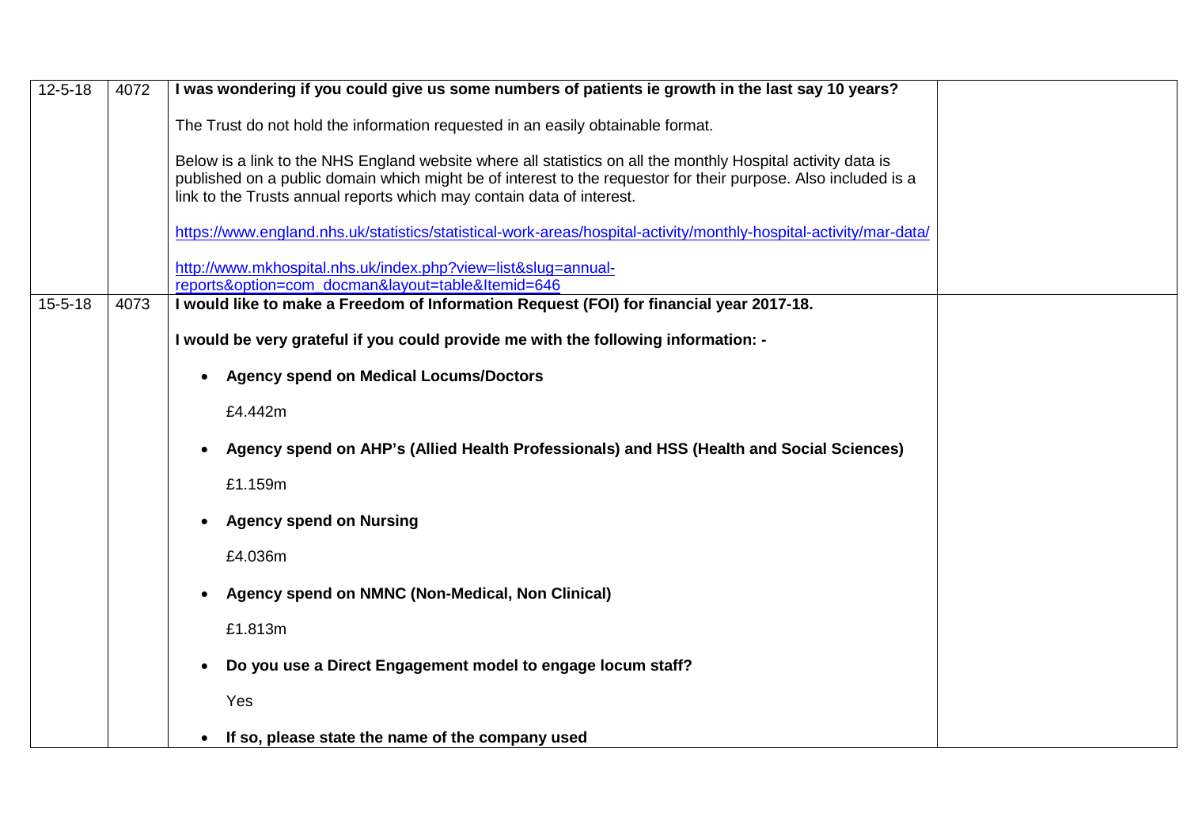| | | | |
|---|---|---|---|
| 12-5-18 | 4072 | **I was wondering if you could give us some numbers of patients ie growth in the last say 10 years?**<br><br>The Trust do not hold the information requested in an easily obtainable format.<br><br>Below is a link to the NHS England website where all statistics on all the monthly Hospital activity data is published on a public domain which might be of interest to the requestor for their purpose. Also included is a link to the Trusts annual reports which may contain data of interest.<br><br>https://www.england.nhs.uk/statistics/statistical-work-areas/hospital-activity/monthly-hospital-activity/mar-data/<br><br>http://www.mkhospital.nhs.uk/index.php?view=list&slug=annual-reports&option=com_docman&layout=table&Itemid=646 | |
| 15-5-18 | 4073 | **I would like to make a Freedom of Information Request (FOI) for financial year 2017-18.**<br><br>**I would be very grateful if you could provide me with the following information: -**<br><br>• **Agency spend on Medical Locums/Doctors**<br><br>£4.442m<br><br>• **Agency spend on AHP's (Allied Health Professionals) and HSS (Health and Social Sciences)**<br><br>£1.159m<br><br>• **Agency spend on Nursing**<br><br>£4.036m<br><br>• **Agency spend on NMNC (Non-Medical, Non Clinical)**<br><br>£1.813m<br><br>• **Do you use a Direct Engagement model to engage locum staff?**<br><br>Yes<br><br>• **If so, please state the name of the company used** | |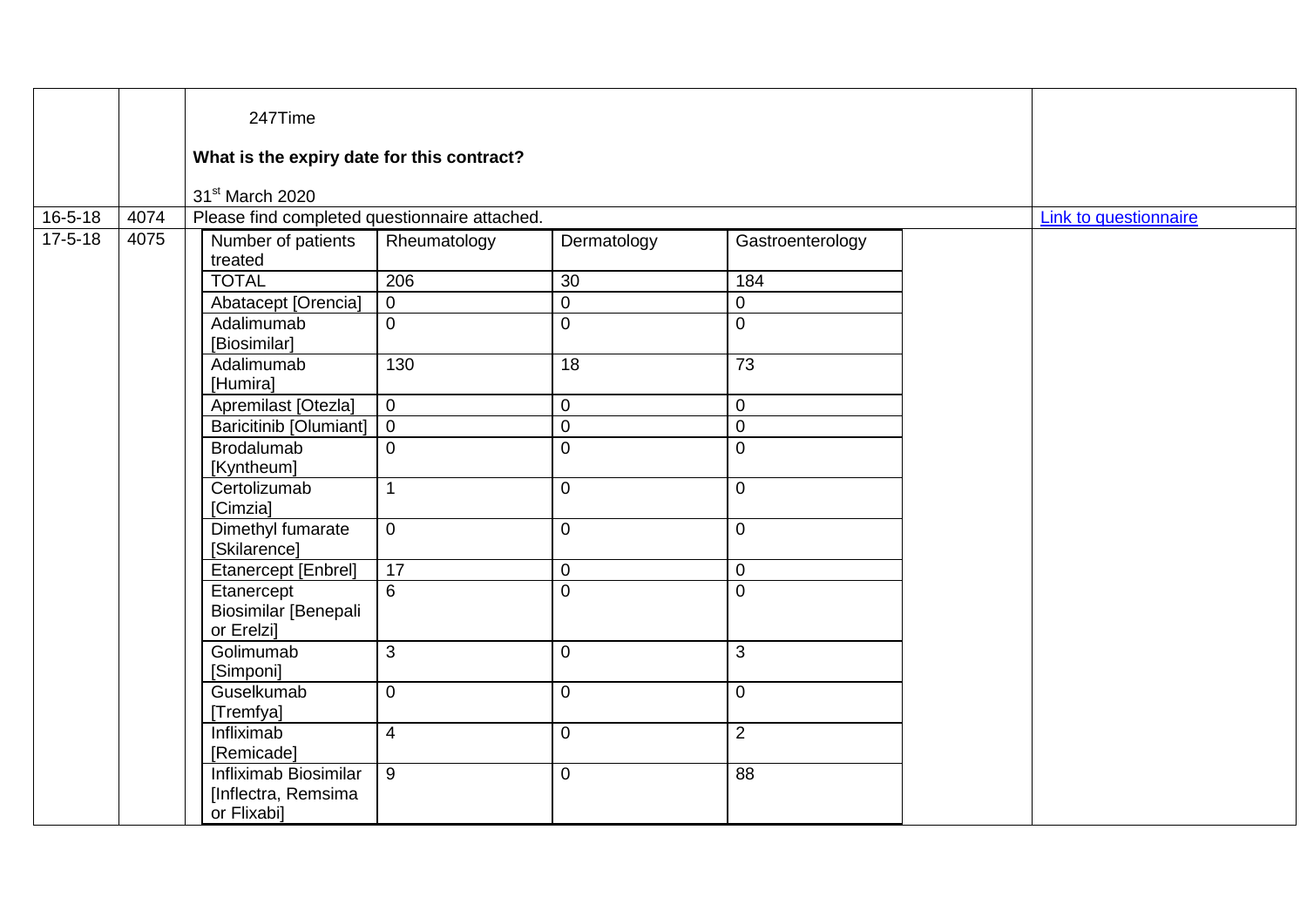| | | | |
|---|---|---|---|
| | | 247Time<br><br>**What is the expiry date for this contract?**<br><br>31st March 2020 | |
| 16-5-18 | 4074 | Please find completed questionnaire attached. | Link to questionnaire |
| 17-5-18 | 4075 | (see table below) | |

| Number of patients treated | Rheumatology | Dermatology | Gastroenterology |
|---|---|---|---|
| TOTAL | 206 | 30 | 184 |
| Abatacept [Orencia] | 0 | 0 | 0 |
| Adalimumab [Biosimilar] | 0 | 0 | 0 |
| Adalimumab [Humira] | 130 | 18 | 73 |
| Apremilast [Otezla] | 0 | 0 | 0 |
| Baricitinib [Olumiant] | 0 | 0 | 0 |
| Brodalumab [Kyntheum] | 0 | 0 | 0 |
| Certolizumab [Cimzia] | 1 | 0 | 0 |
| Dimethyl fumarate [Skilarence] | 0 | 0 | 0 |
| Etanercept [Enbrel] | 17 | 0 | 0 |
| Etanercept Biosimilar [Benepali or Erelzi] | 6 | 0 | 0 |
| Golimumab [Simponi] | 3 | 0 | 3 |
| Guselkumab [Tremfya] | 0 | 0 | 0 |
| Infliximab [Remicade] | 4 | 0 | 2 |
| Infliximab Biosimilar [Inflectra, Remsima or Flixabi] | 9 | 0 | 88 |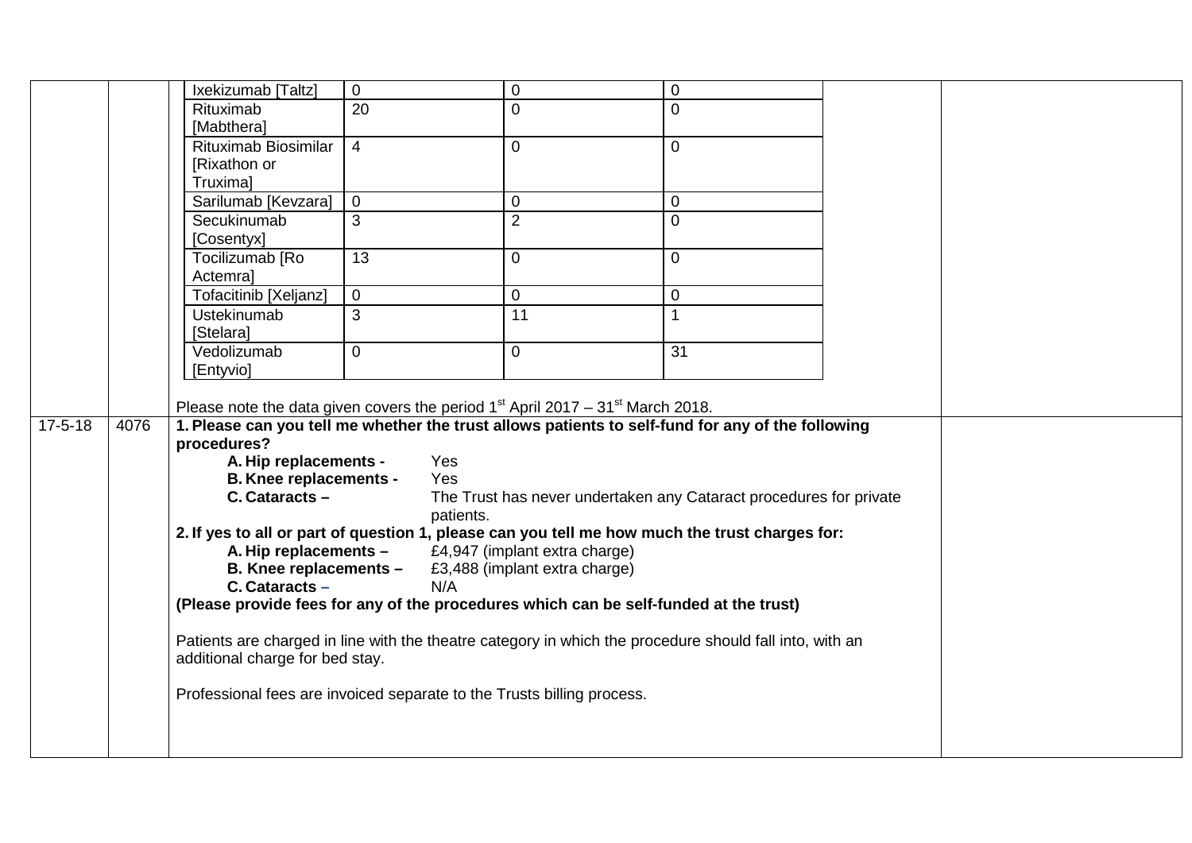| Ixekizumab [Taltz] | 0 | 0 | 0 |
|---|---|---|---|
| Rituximab [Mabthera] | 20 | 0 | 0 |
| Rituximab Biosimilar [Rixathon or Truxima] | 4 | 0 | 0 |
| Sarilumab [Kevzara] | 0 | 0 | 0 |
| Secukinumab [Cosentyx] | 3 | 2 | 0 |
| Tocilizumab [Ro Actemra] | 13 | 0 | 0 |
| Tofacitinib [Xeljanz] | 0 | 0 | 0 |
| Ustekinumab [Stelara] | 3 | 11 | 1 |
| Vedolizumab [Entyvio] | 0 | 0 | 31 |

Please note the data given covers the period 1st April 2017 – 31st March 2018.

**17-5-18 | 4076**

**1. Please can you tell me whether the trust allows patients to self-fund for any of the following procedures?**

- **A. Hip replacements -** Yes
- **B. Knee replacements -** Yes
- **C. Cataracts –** The Trust has never undertaken any Cataract procedures for private patients.

**2. If yes to all or part of question 1, please can you tell me how much the trust charges for:**

- **A. Hip replacements –** £4,947 (implant extra charge)
- **B. Knee replacements –** £3,488 (implant extra charge)
- **C. Cataracts –** N/A

**(Please provide fees for any of the procedures which can be self-funded at the trust)**

Patients are charged in line with the theatre category in which the procedure should fall into, with an additional charge for bed stay.

Professional fees are invoiced separate to the Trusts billing process.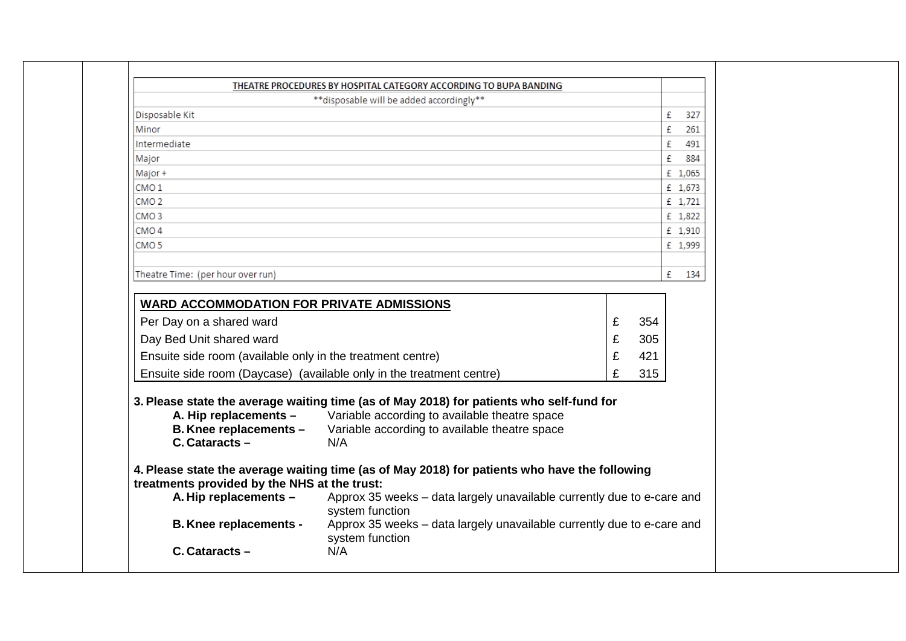| THEATRE PROCEDURES BY HOSPITAL CATEGORY ACCORDING TO BUPA BANDING | |
| --- | --- |
| **disposable will be added accordingly** | |
| Disposable Kit | £ 327 |
| Minor | £ 261 |
| Intermediate | £ 491 |
| Major | £ 884 |
| Major + | £ 1,065 |
| CMO 1 | £ 1,673 |
| CMO 2 | £ 1,721 |
| CMO 3 | £ 1,822 |
| CMO 4 | £ 1,910 |
| CMO 5 | £ 1,999 |
| | |
| Theatre Time: (per hour over run) | £ 134 |

| **WARD ACCOMMODATION FOR PRIVATE ADMISSIONS** | |
| --- | --- |
| Per Day on a shared ward | £ 354 |
| Day Bed Unit shared ward | £ 305 |
| Ensuite side room (available only in the treatment centre) | £ 421 |
| Ensuite side room (Daycase) (available only in the treatment centre) | £ 315 |

**3. Please state the average waiting time (as of May 2018) for patients who self-fund for**

- **A. Hip replacements –** Variable according to available theatre space
- **B. Knee replacements –** Variable according to available theatre space
- **C. Cataracts –** N/A

**4. Please state the average waiting time (as of May 2018) for patients who have the following treatments provided by the NHS at the trust:**

- **A. Hip replacements –** Approx 35 weeks – data largely unavailable currently due to e-care and system function
- **B. Knee replacements -** Approx 35 weeks – data largely unavailable currently due to e-care and system function
- **C. Cataracts –** N/A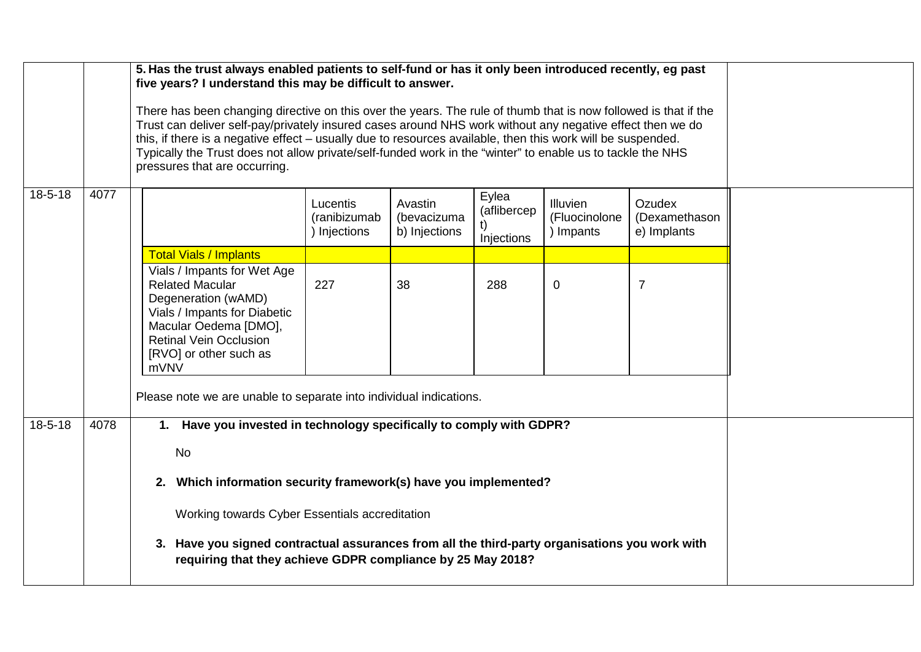| | | | |
|---|---|---|---|
| | | **5. Has the trust always enabled patients to self-fund or has it only been introduced recently, eg past five years? I understand this may be difficult to answer.**<br><br>There has been changing directive on this over the years. The rule of thumb that is now followed is that if the Trust can deliver self-pay/privately insured cases around NHS work without any negative effect then we do this, if there is a negative effect – usually due to resources available, then this work will be suspended. Typically the Trust does not allow private/self-funded work in the "winter" to enable us to tackle the NHS pressures that are occurring. | |
| 18-5-18 | 4077 | (see table below)<br><br>Please note we are unable to separate into individual indications. | |
| 18-5-18 | 4078 | **1. Have you invested in technology specifically to comply with GDPR?**<br><br>No<br><br>**2. Which information security framework(s) have you implemented?**<br><br>Working towards Cyber Essentials accreditation<br><br>**3. Have you signed contractual assurances from all the third-party organisations you work with requiring that they achieve GDPR compliance by 25 May 2018?** | |

Table for request 4077:

| | Lucentis (ranibizumab) Injections | Avastin (bevacizumab) Injections | Eylea (aflibercept) Injections | Illuvien (Fluocinolone) Impants | Ozudex (Dexamethasone) Implants |
|---|---|---|---|---|---|
| Total Vials / Implants | | | | | |
| Vials / Impants for Wet Age Related Macular Degeneration (wAMD) Vials / Impants for Diabetic Macular Oedema [DMO], Retinal Vein Occlusion [RVO] or other such as mVNV | 227 | 38 | 288 | 0 | 7 |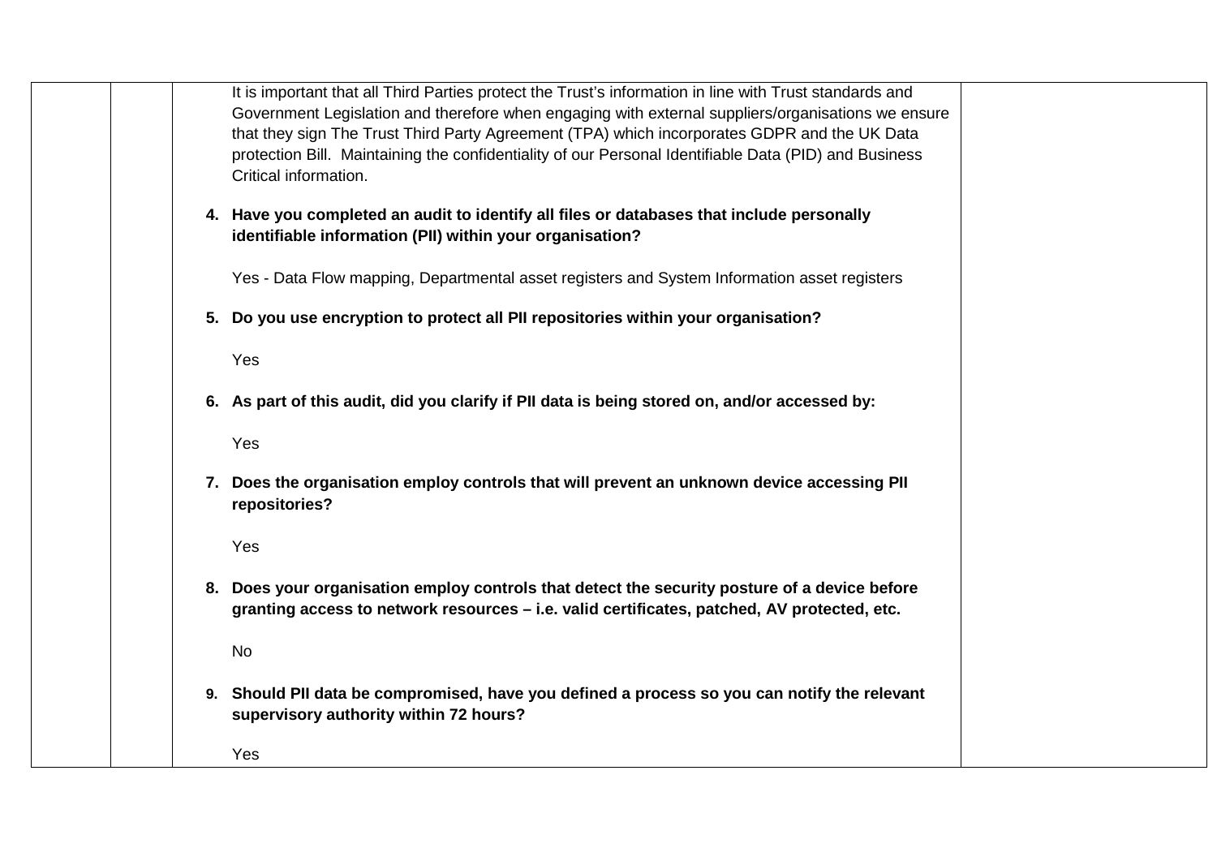| | | | |
|---|---|---|---|
| | | It is important that all Third Parties protect the Trust's information in line with Trust standards and Government Legislation and therefore when engaging with external suppliers/organisations we ensure that they sign The Trust Third Party Agreement (TPA) which incorporates GDPR and the UK Data protection Bill. Maintaining the confidentiality of our Personal Identifiable Data (PID) and Business Critical information.<br><br>**4. Have you completed an audit to identify all files or databases that include personally identifiable information (PII) within your organisation?**<br><br>Yes - Data Flow mapping, Departmental asset registers and System Information asset registers<br><br>**5. Do you use encryption to protect all PII repositories within your organisation?**<br><br>Yes<br><br>**6. As part of this audit, did you clarify if PII data is being stored on, and/or accessed by:**<br><br>Yes<br><br>**7. Does the organisation employ controls that will prevent an unknown device accessing PII repositories?**<br><br>Yes<br><br>**8. Does your organisation employ controls that detect the security posture of a device before granting access to network resources – i.e. valid certificates, patched, AV protected, etc.**<br><br>No<br><br>**9. Should PII data be compromised, have you defined a process so you can notify the relevant supervisory authority within 72 hours?**<br><br>Yes | |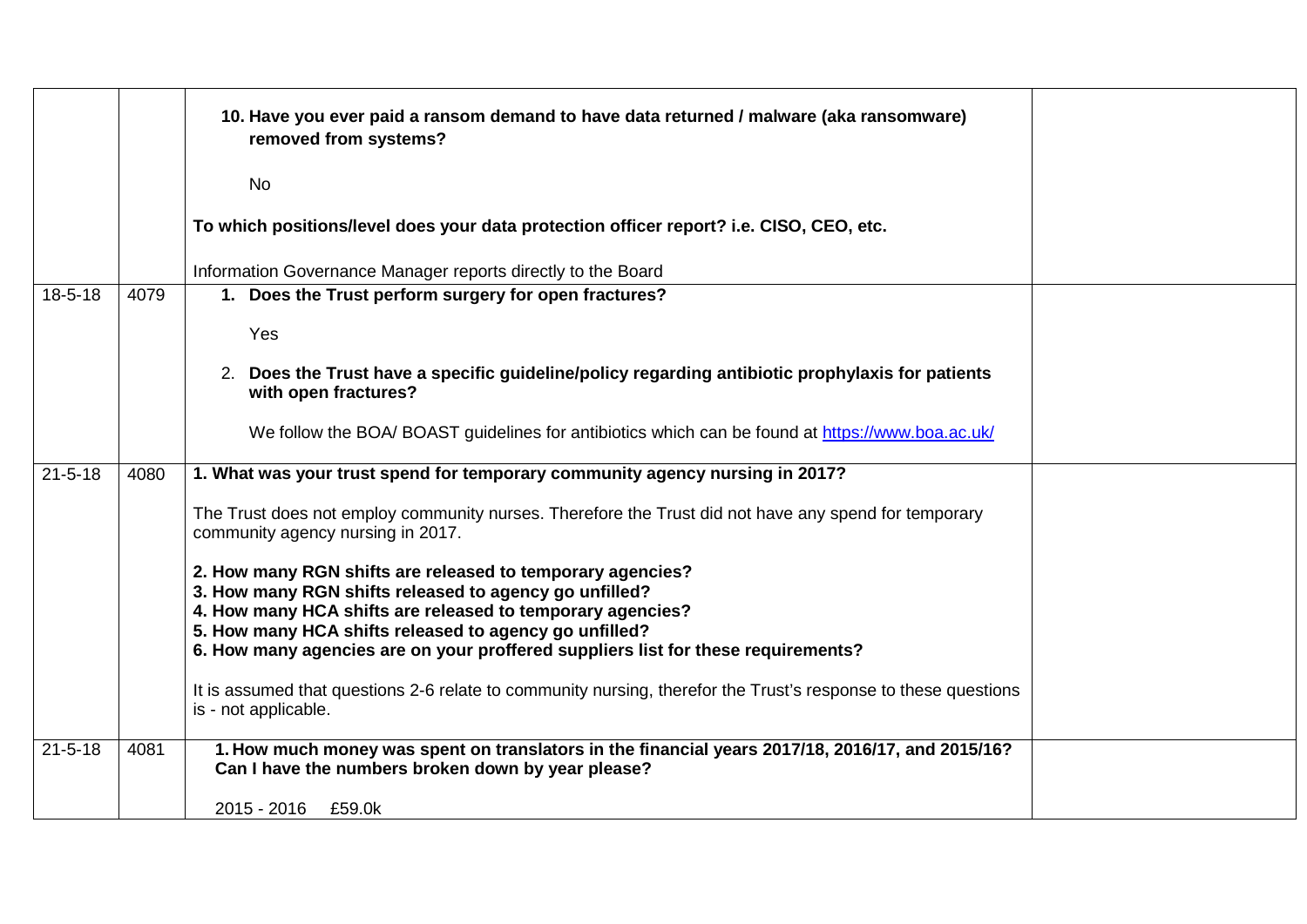| | | | |
|---|---|---|---|
| | | **10. Have you ever paid a ransom demand to have data returned / malware (aka ransomware) removed from systems?**<br><br>No<br><br>**To which positions/level does your data protection officer report? i.e. CISO, CEO, etc.**<br><br>Information Governance Manager reports directly to the Board | |
| 18-5-18 | 4079 | **1. Does the Trust perform surgery for open fractures?**<br><br>Yes<br><br>**2. Does the Trust have a specific guideline/policy regarding antibiotic prophylaxis for patients with open fractures?**<br><br>We follow the BOA/ BOAST guidelines for antibiotics which can be found at [https://www.boa.ac.uk/](https://www.boa.ac.uk/) | |
| 21-5-18 | 4080 | **1. What was your trust spend for temporary community agency nursing in 2017?**<br><br>The Trust does not employ community nurses. Therefore the Trust did not have any spend for temporary community agency nursing in 2017.<br><br>**2. How many RGN shifts are released to temporary agencies?**<br>**3. How many RGN shifts released to agency go unfilled?**<br>**4. How many HCA shifts are released to temporary agencies?**<br>**5. How many HCA shifts released to agency go unfilled?**<br>**6. How many agencies are on your proffered suppliers list for these requirements?**<br><br>It is assumed that questions 2-6 relate to community nursing, therefor the Trust's response to these questions is - not applicable. | |
| 21-5-18 | 4081 | **1. How much money was spent on translators in the financial years 2017/18, 2016/17, and 2015/16? Can I have the numbers broken down by year please?**<br><br>2015 - 2016 £59.0k | |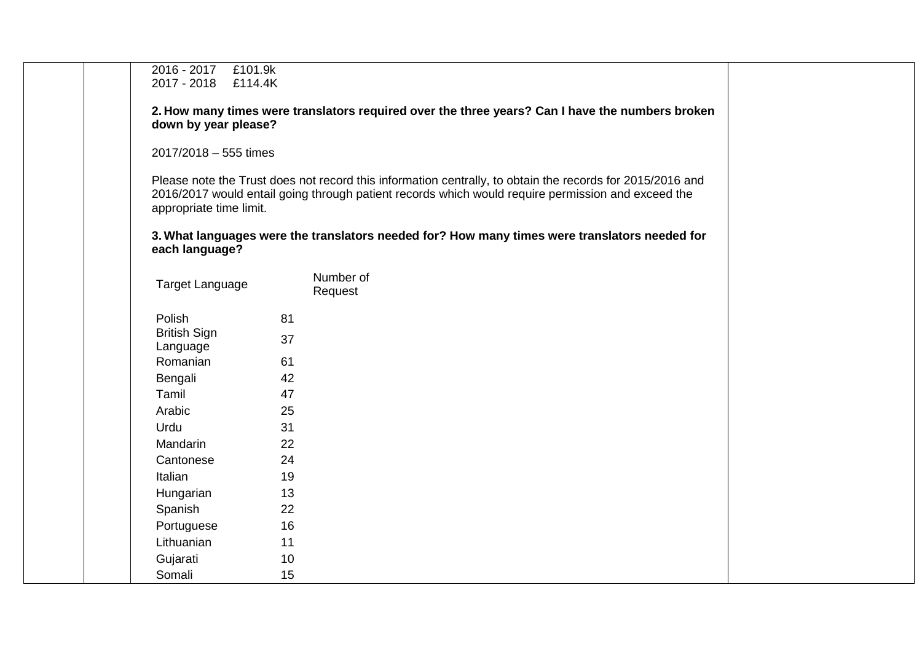2016 - 2017 £101.9k
2017 - 2018 £114.4K

**2. How many times were translators required over the three years? Can I have the numbers broken down by year please?**

2017/2018 – 555 times

Please note the Trust does not record this information centrally, to obtain the records for 2015/2016 and 2016/2017 would entail going through patient records which would require permission and exceed the appropriate time limit.

**3. What languages were the translators needed for? How many times were translators needed for each language?**

| Target Language | Number of Request |
|---|---|
| Polish | 81 |
| British Sign Language | 37 |
| Romanian | 61 |
| Bengali | 42 |
| Tamil | 47 |
| Arabic | 25 |
| Urdu | 31 |
| Mandarin | 22 |
| Cantonese | 24 |
| Italian | 19 |
| Hungarian | 13 |
| Spanish | 22 |
| Portuguese | 16 |
| Lithuanian | 11 |
| Gujarati | 10 |
| Somali | 15 |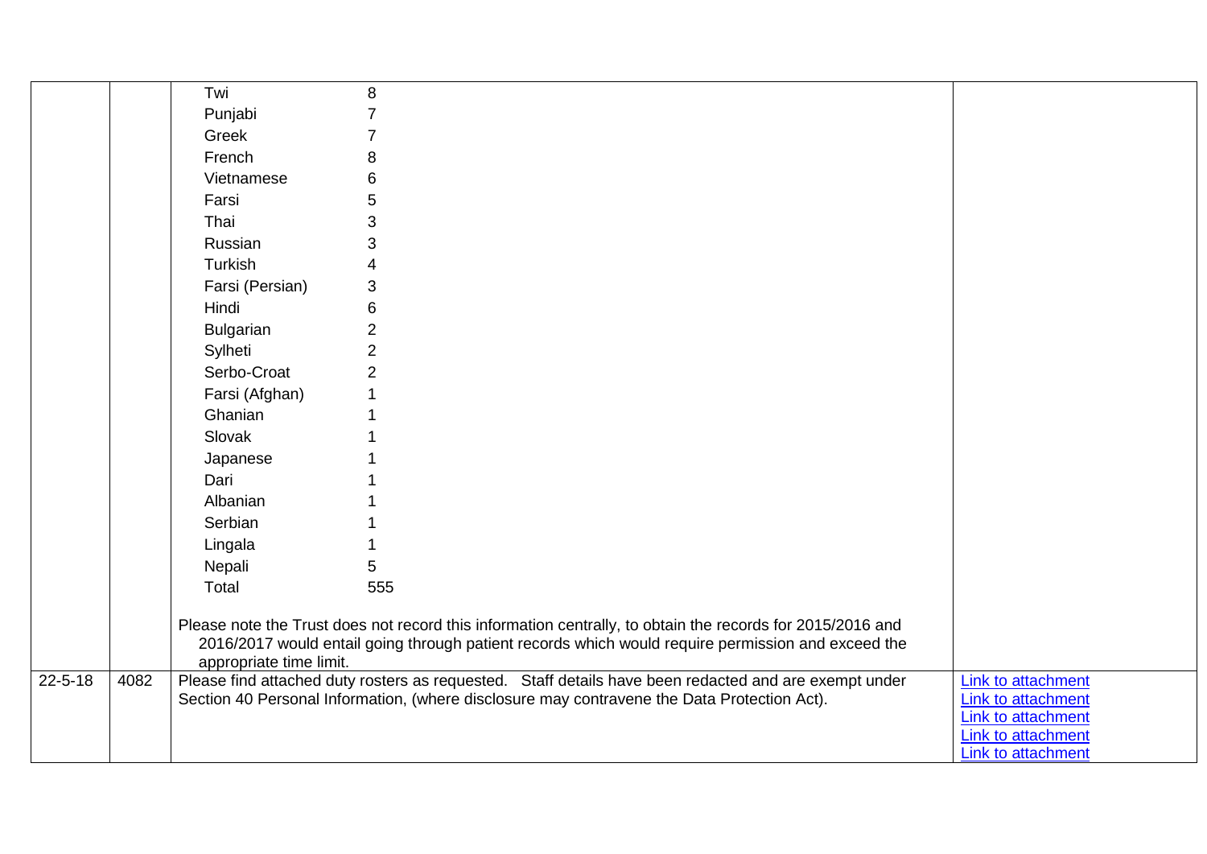| | | | |
|---|---|---|---|
| | | Twi 8<br>Punjabi 7<br>Greek 7<br>French 8<br>Vietnamese 6<br>Farsi 5<br>Thai 3<br>Russian 3<br>Turkish 4<br>Farsi (Persian) 3<br>Hindi 6<br>Bulgarian 2<br>Sylheti 2<br>Serbo-Croat 2<br>Farsi (Afghan) 1<br>Ghanian 1<br>Slovak 1<br>Japanese 1<br>Dari 1<br>Albanian 1<br>Serbian 1<br>Lingala 1<br>Nepali 5<br>Total 555<br><br>Please note the Trust does not record this information centrally, to obtain the records for 2015/2016 and 2016/2017 would entail going through patient records which would require permission and exceed the appropriate time limit. | |
| 22-5-18 | 4082 | Please find attached duty rosters as requested. Staff details have been redacted and are exempt under Section 40 Personal Information, (where disclosure may contravene the Data Protection Act). | Link to attachment<br>Link to attachment<br>Link to attachment<br>Link to attachment<br>Link to attachment |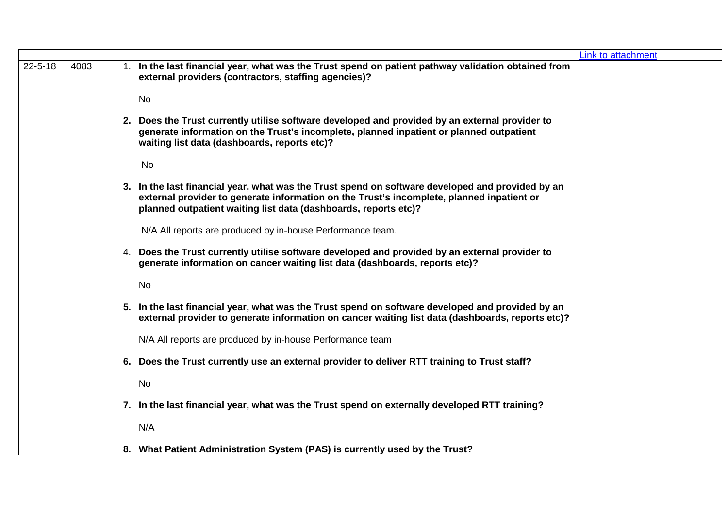| | | | [Link to attachment]() |
|---|---|---|---|
| 22-5-18 | 4083 | 1. **In the last financial year, what was the Trust spend on patient pathway validation obtained from external providers (contractors, staffing agencies)?**<br><br>No<br><br>2. **Does the Trust currently utilise software developed and provided by an external provider to generate information on the Trust's incomplete, planned inpatient or planned outpatient waiting list data (dashboards, reports etc)?**<br><br>No<br><br>3. **In the last financial year, what was the Trust spend on software developed and provided by an external provider to generate information on the Trust's incomplete, planned inpatient or planned outpatient waiting list data (dashboards, reports etc)?**<br><br>N/A All reports are produced by in-house Performance team.<br><br>4. **Does the Trust currently utilise software developed and provided by an external provider to generate information on cancer waiting list data (dashboards, reports etc)?**<br><br>No<br><br>5. **In the last financial year, what was the Trust spend on software developed and provided by an external provider to generate information on cancer waiting list data (dashboards, reports etc)?**<br><br>N/A All reports are produced by in-house Performance team<br><br>6. **Does the Trust currently use an external provider to deliver RTT training to Trust staff?**<br><br>No<br><br>7. **In the last financial year, what was the Trust spend on externally developed RTT training?**<br><br>N/A<br><br>8. **What Patient Administration System (PAS) is currently used by the Trust?** | |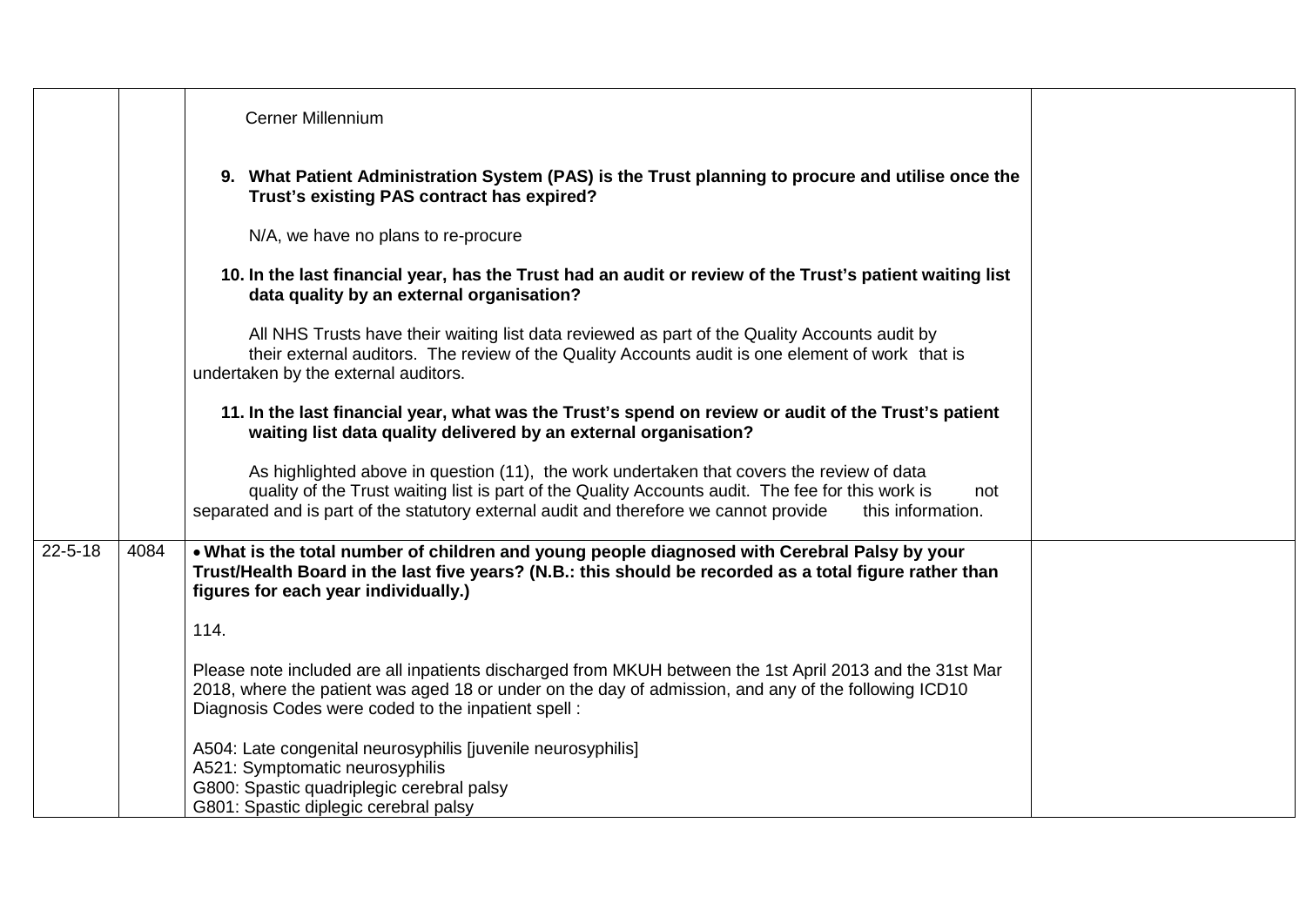| | | | |
|---|---|---|---|
| | | Cerner Millennium<br><br>**9. What Patient Administration System (PAS) is the Trust planning to procure and utilise once the Trust's existing PAS contract has expired?**<br><br>N/A, we have no plans to re-procure<br><br>**10. In the last financial year, has the Trust had an audit or review of the Trust's patient waiting list data quality by an external organisation?**<br><br>All NHS Trusts have their waiting list data reviewed as part of the Quality Accounts audit by their external auditors. The review of the Quality Accounts audit is one element of work that is undertaken by the external auditors.<br><br>**11. In the last financial year, what was the Trust's spend on review or audit of the Trust's patient waiting list data quality delivered by an external organisation?**<br><br>As highlighted above in question (11), the work undertaken that covers the review of data quality of the Trust waiting list is part of the Quality Accounts audit. The fee for this work is not separated and is part of the statutory external audit and therefore we cannot provide this information. | |
| 22-5-18 | 4084 | • **What is the total number of children and young people diagnosed with Cerebral Palsy by your Trust/Health Board in the last five years? (N.B.: this should be recorded as a total figure rather than figures for each year individually.)**<br><br>114.<br><br>Please note included are all inpatients discharged from MKUH between the 1st April 2013 and the 31st Mar 2018, where the patient was aged 18 or under on the day of admission, and any of the following ICD10 Diagnosis Codes were coded to the inpatient spell :<br><br>A504: Late congenital neurosyphilis [juvenile neurosyphilis]<br>A521: Symptomatic neurosyphilis<br>G800: Spastic quadriplegic cerebral palsy<br>G801: Spastic diplegic cerebral palsy | |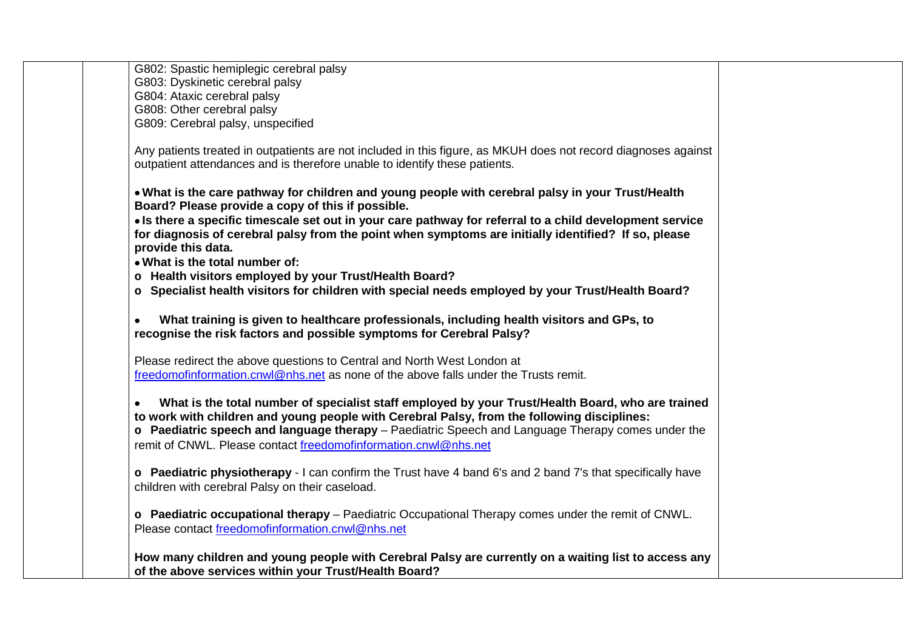| | | | |
|---|---|---|---|
| | | G802: Spastic hemiplegic cerebral palsy<br>G803: Dyskinetic cerebral palsy<br>G804: Ataxic cerebral palsy<br>G808: Other cerebral palsy<br>G809: Cerebral palsy, unspecified<br><br>Any patients treated in outpatients are not included in this figure, as MKUH does not record diagnoses against outpatient attendances and is therefore unable to identify these patients.<br><br>**• What is the care pathway for children and young people with cerebral palsy in your Trust/Health Board? Please provide a copy of this if possible.**<br>**• Is there a specific timescale set out in your care pathway for referral to a child development service for diagnosis of cerebral palsy from the point when symptoms are initially identified? If so, please provide this data.**<br>**• What is the total number of:**<br>**o Health visitors employed by your Trust/Health Board?**<br>**o Specialist health visitors for children with special needs employed by your Trust/Health Board?**<br><br>**• What training is given to healthcare professionals, including health visitors and GPs, to recognise the risk factors and possible symptoms for Cerebral Palsy?**<br><br>Please redirect the above questions to Central and North West London at freedomofinformation.cnwl@nhs.net as none of the above falls under the Trusts remit.<br><br>**• What is the total number of specialist staff employed by your Trust/Health Board, who are trained to work with children and young people with Cerebral Palsy, from the following disciplines:**<br>**o Paediatric speech and language therapy** – Paediatric Speech and Language Therapy comes under the remit of CNWL. Please contact freedomofinformation.cnwl@nhs.net<br><br>**o Paediatric physiotherapy** - I can confirm the Trust have 4 band 6's and 2 band 7's that specifically have children with cerebral Palsy on their caseload.<br><br>**o Paediatric occupational therapy** – Paediatric Occupational Therapy comes under the remit of CNWL. Please contact freedomofinformation.cnwl@nhs.net<br><br>**How many children and young people with Cerebral Palsy are currently on a waiting list to access any of the above services within your Trust/Health Board?** | |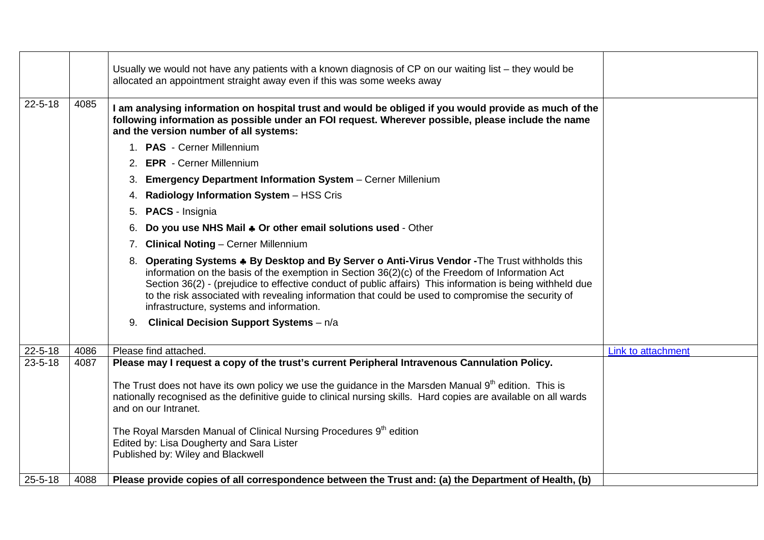| | | | |
|---|---|---|---|
| | | Usually we would not have any patients with a known diagnosis of CP on our waiting list – they would be allocated an appointment straight away even if this was some weeks away | |
| 22-5-18 | 4085 | **I am analysing information on hospital trust and would be obliged if you would provide as much of the following information as possible under an FOI request. Wherever possible, please include the name and the version number of all systems:**<br><br>1. **PAS** - Cerner Millennium<br>2. **EPR** - Cerner Millennium<br>3. **Emergency Department Information System** – Cerner Millenium<br>4. **Radiology Information System** – HSS Cris<br>5. **PACS** - Insignia<br>6. **Do you use NHS Mail ♣ Or other email solutions used** - Other<br>7. **Clinical Noting** – Cerner Millennium<br>8. **Operating Systems ♣ By Desktop and By Server o Anti-Virus Vendor -**The Trust withholds this information on the basis of the exemption in Section 36(2)(c) of the Freedom of Information Act Section 36(2) - (prejudice to effective conduct of public affairs) This information is being withheld due to the risk associated with revealing information that could be used to compromise the security of infrastructure, systems and information.<br>9. **Clinical Decision Support Systems** – n/a | |
| 22-5-18 | 4086 | Please find attached. | Link to attachment |
| 23-5-18 | 4087 | **Please may I request a copy of the trust's current Peripheral Intravenous Cannulation Policy.**<br><br>The Trust does not have its own policy we use the guidance in the Marsden Manual 9th edition. This is nationally recognised as the definitive guide to clinical nursing skills. Hard copies are available on all wards and on our Intranet.<br><br>The Royal Marsden Manual of Clinical Nursing Procedures 9th edition<br>Edited by: Lisa Dougherty and Sara Lister<br>Published by: Wiley and Blackwell | |
| 25-5-18 | 4088 | **Please provide copies of all correspondence between the Trust and: (a) the Department of Health, (b)** | |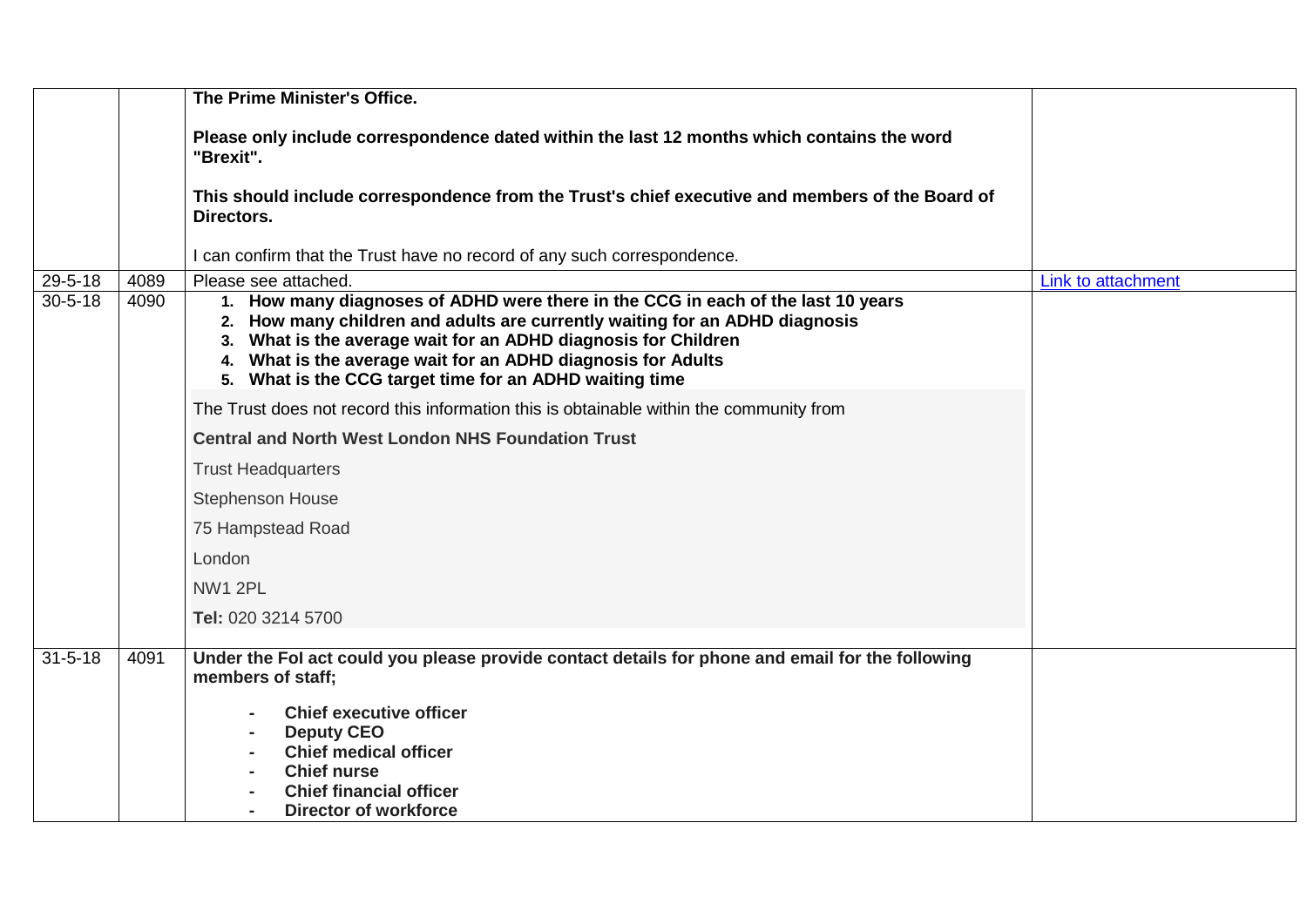| | | | |
|---|---|---|---|
| | | **The Prime Minister's Office.**<br><br>**Please only include correspondence dated within the last 12 months which contains the word "Brexit".**<br><br>**This should include correspondence from the Trust's chief executive and members of the Board of Directors.**<br><br>I can confirm that the Trust have no record of any such correspondence. | |
| 29-5-18 | 4089 | Please see attached. | Link to attachment |
| 30-5-18 | 4090 | 1. **How many diagnoses of ADHD were there in the CCG in each of the last 10 years**<br>2. **How many children and adults are currently waiting for an ADHD diagnosis**<br>3. **What is the average wait for an ADHD diagnosis for Children**<br>4. **What is the average wait for an ADHD diagnosis for Adults**<br>5. **What is the CCG target time for an ADHD waiting time**<br><br>The Trust does not record this information this is obtainable within the community from<br><br>**Central and North West London NHS Foundation Trust**<br><br>Trust Headquarters<br><br>Stephenson House<br><br>75 Hampstead Road<br><br>London<br><br>NW1 2PL<br><br>**Tel:** 020 3214 5700 | |
| 31-5-18 | 4091 | **Under the FoI act could you please provide contact details for phone and email for the following members of staff;**<br><br>- **Chief executive officer**<br>- **Deputy CEO**<br>- **Chief medical officer**<br>- **Chief nurse**<br>- **Chief financial officer**<br>- **Director of workforce** | |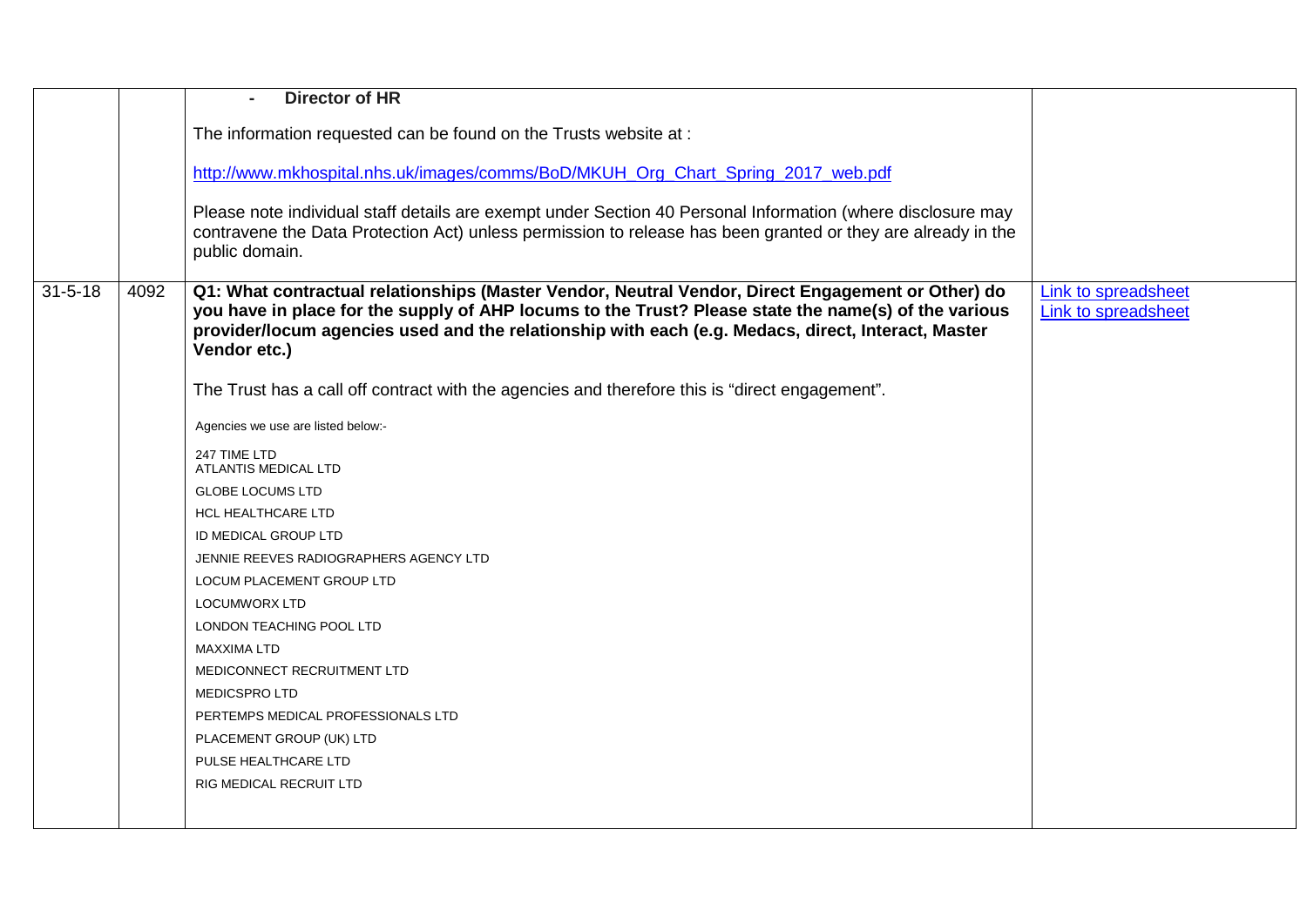| | | | |
|---|---|---|---|
| | | - **Director of HR**<br><br>The information requested can be found on the Trusts website at :<br><br>http://www.mkhospital.nhs.uk/images/comms/BoD/MKUH_Org_Chart_Spring_2017_web.pdf<br><br>Please note individual staff details are exempt under Section 40 Personal Information (where disclosure may contravene the Data Protection Act) unless permission to release has been granted or they are already in the public domain. | |
| 31-5-18 | 4092 | **Q1: What contractual relationships (Master Vendor, Neutral Vendor, Direct Engagement or Other) do you have in place for the supply of AHP locums to the Trust? Please state the name(s) of the various provider/locum agencies used and the relationship with each (e.g. Medacs, direct, Interact, Master Vendor etc.)**<br><br>The Trust has a call off contract with the agencies and therefore this is "direct engagement".<br><br>Agencies we use are listed below:-<br><br>247 TIME LTD<br>ATLANTIS MEDICAL LTD<br>GLOBE LOCUMS LTD<br>HCL HEALTHCARE LTD<br>ID MEDICAL GROUP LTD<br>JENNIE REEVES RADIOGRAPHERS AGENCY LTD<br>LOCUM PLACEMENT GROUP LTD<br>LOCUMWORX LTD<br>LONDON TEACHING POOL LTD<br>MAXXIMA LTD<br>MEDICONNECT RECRUITMENT LTD<br>MEDICSPRO LTD<br>PERTEMPS MEDICAL PROFESSIONALS LTD<br>PLACEMENT GROUP (UK) LTD<br>PULSE HEALTHCARE LTD<br>RIG MEDICAL RECRUIT LTD | Link to spreadsheet<br>Link to spreadsheet |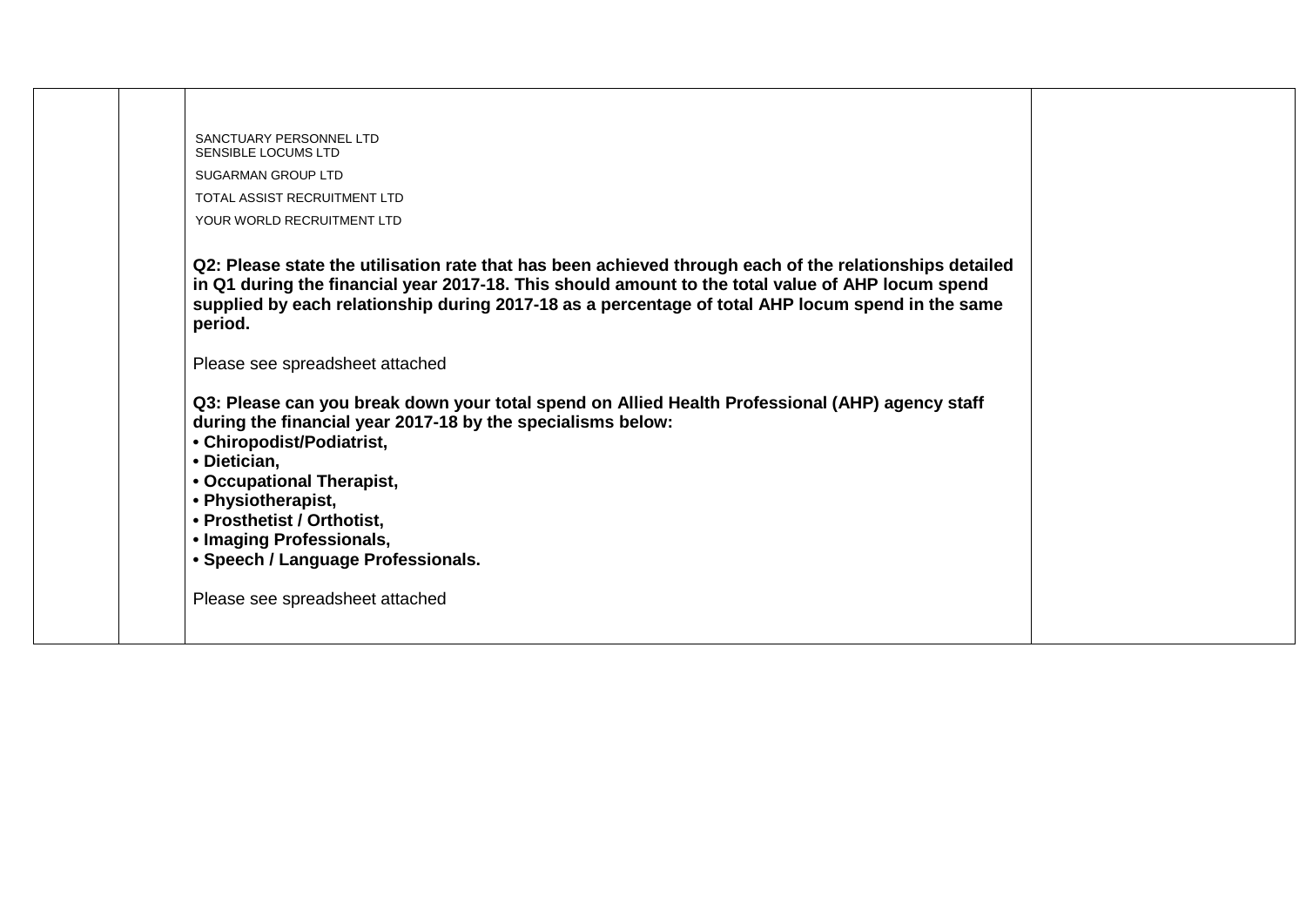| | | | |
|---|---|---|---|
| | | SANCTUARY PERSONNEL LTD<br>SENSIBLE LOCUMS LTD<br>SUGARMAN GROUP LTD<br>TOTAL ASSIST RECRUITMENT LTD<br>YOUR WORLD RECRUITMENT LTD<br><br>**Q2: Please state the utilisation rate that has been achieved through each of the relationships detailed in Q1 during the financial year 2017-18. This should amount to the total value of AHP locum spend supplied by each relationship during 2017-18 as a percentage of total AHP locum spend in the same period.**<br><br>Please see spreadsheet attached<br><br>**Q3: Please can you break down your total spend on Allied Health Professional (AHP) agency staff during the financial year 2017-18 by the specialisms below:**<br>**• Chiropodist/Podiatrist,**<br>**• Dietician,**<br>**• Occupational Therapist,**<br>**• Physiotherapist,**<br>**• Prosthetist / Orthotist,**<br>**• Imaging Professionals,**<br>**• Speech / Language Professionals.**<br><br>Please see spreadsheet attached | |